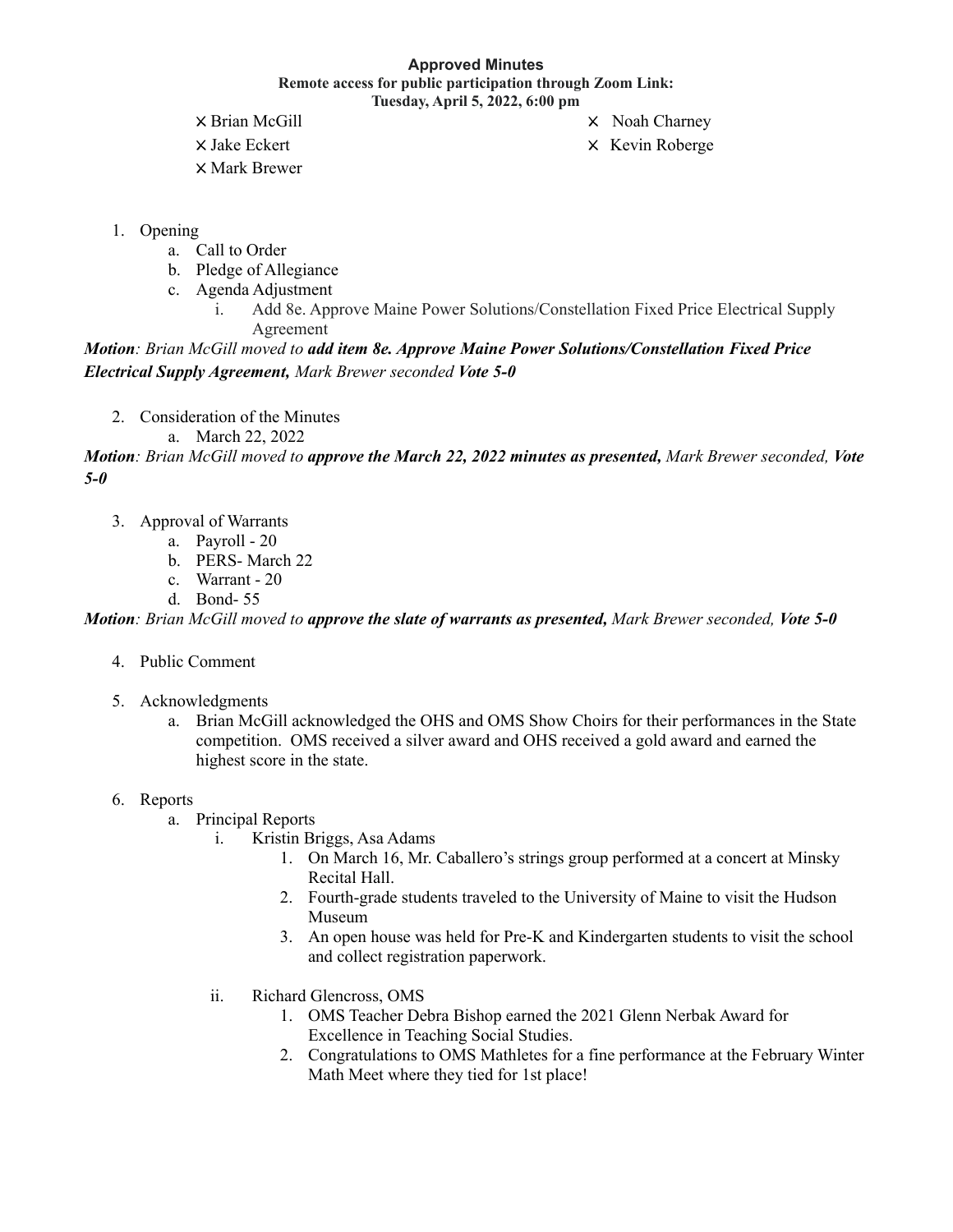**Approved Minutes**

**Remote access for public participation through Zoom Link:**

**Tuesday, April 5, 2022, 6:00 pm**

- ⨯ Brian McGill
- ⨯ Jake Eckert
- ⨯ Mark Brewer
- ⨯ Noah Charney
- ⨯ Kevin Roberge

1. Opening
   a. Call to Order
   b. Pledge of Allegiance
   c. Agenda Adjustment
      i. Add 8e. Approve Maine Power Solutions/Constellation Fixed Price Electrical Supply Agreement

***Motion**: Brian McGill moved to **add item 8e. Approve Maine Power Solutions/Constellation Fixed Price Electrical Supply Agreement,** Mark Brewer seconded **Vote 5-0***

2. Consideration of the Minutes
   a. March 22, 2022

***Motion**: Brian McGill moved to **approve the March 22, 2022 minutes as presented,** Mark Brewer seconded, **Vote 5-0***

3. Approval of Warrants
   a. Payroll - 20
   b. PERS- March 22
   c. Warrant - 20
   d. Bond- 55

***Motion**: Brian McGill moved to **approve the slate of warrants as presented,** Mark Brewer seconded, **Vote 5-0***

4. Public Comment

5. Acknowledgments
   a. Brian McGill acknowledged the OHS and OMS Show Choirs for their performances in the State competition. OMS received a silver award and OHS received a gold award and earned the highest score in the state.

6. Reports
   a. Principal Reports
      i. Kristin Briggs, Asa Adams
         1. On March 16, Mr. Caballero's strings group performed at a concert at Minsky Recital Hall.
         2. Fourth-grade students traveled to the University of Maine to visit the Hudson Museum
         3. An open house was held for Pre-K and Kindergarten students to visit the school and collect registration paperwork.

      ii. Richard Glencross, OMS
         1. OMS Teacher Debra Bishop earned the 2021 Glenn Nerbak Award for Excellence in Teaching Social Studies.
         2. Congratulations to OMS Mathletes for a fine performance at the February Winter Math Meet where they tied for 1st place!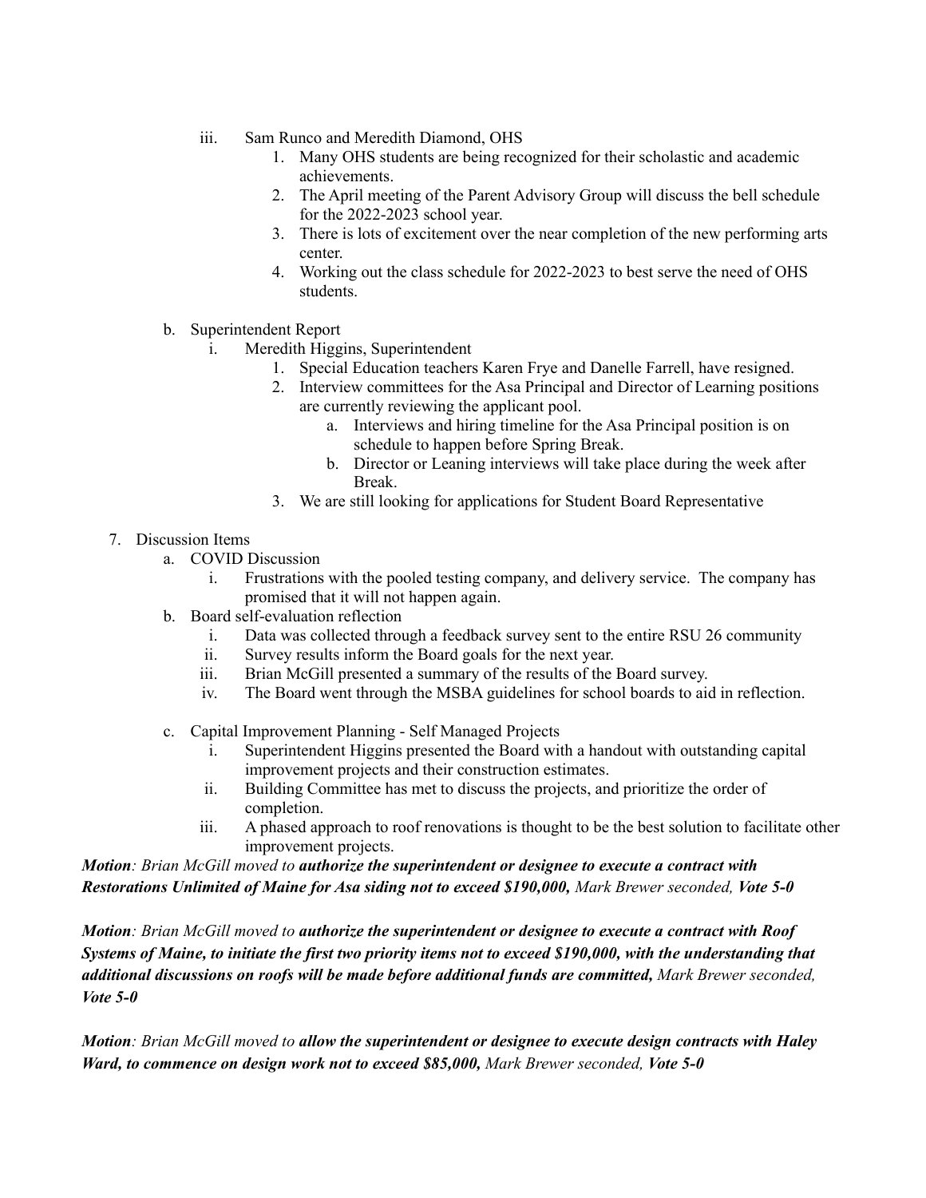iii. Sam Runco and Meredith Diamond, OHS
      1. Many OHS students are being recognized for their scholastic and academic achievements.
      2. The April meeting of the Parent Advisory Group will discuss the bell schedule for the 2022-2023 school year.
      3. There is lots of excitement over the near completion of the new performing arts center.
      4. Working out the class schedule for 2022-2023 to best serve the need of OHS students.

b. Superintendent Report
   i. Meredith Higgins, Superintendent
      1. Special Education teachers Karen Frye and Danelle Farrell, have resigned.
      2. Interview committees for the Asa Principal and Director of Learning positions are currently reviewing the applicant pool.
         a. Interviews and hiring timeline for the Asa Principal position is on schedule to happen before Spring Break.
         b. Director or Leaning interviews will take place during the week after Break.
      3. We are still looking for applications for Student Board Representative

7. Discussion Items
   a. COVID Discussion
      i. Frustrations with the pooled testing company, and delivery service. The company has promised that it will not happen again.
   b. Board self-evaluation reflection
      i. Data was collected through a feedback survey sent to the entire RSU 26 community
      ii. Survey results inform the Board goals for the next year.
      iii. Brian McGill presented a summary of the results of the Board survey.
      iv. The Board went through the MSBA guidelines for school boards to aid in reflection.

   c. Capital Improvement Planning - Self Managed Projects
      i. Superintendent Higgins presented the Board with a handout with outstanding capital improvement projects and their construction estimates.
      ii. Building Committee has met to discuss the projects, and prioritize the order of completion.
      iii. A phased approach to roof renovations is thought to be the best solution to facilitate other improvement projects.

***Motion**: Brian McGill moved to **authorize the superintendent or designee to execute a contract with Restorations Unlimited of Maine for Asa siding not to exceed $190,000,** Mark Brewer seconded, **Vote 5-0***

***Motion**: Brian McGill moved to **authorize the superintendent or designee to execute a contract with Roof Systems of Maine, to initiate the first two priority items not to exceed $190,000, with the understanding that additional discussions on roofs will be made before additional funds are committed,** Mark Brewer seconded, **Vote 5-0***

***Motion**: Brian McGill moved to **allow the superintendent or designee to execute design contracts with Haley Ward, to commence on design work not to exceed $85,000,** Mark Brewer seconded, **Vote 5-0***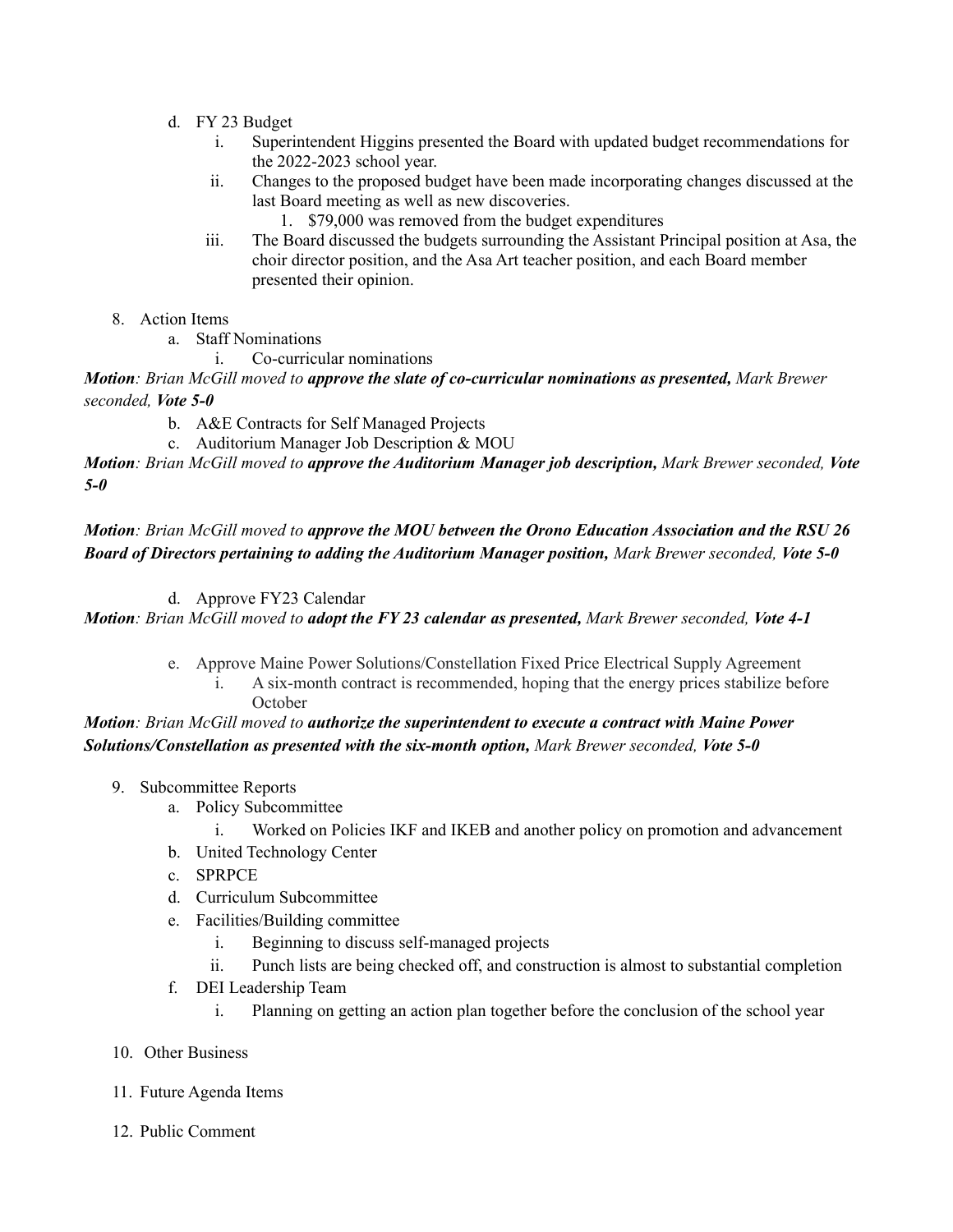d. FY 23 Budget
      i. Superintendent Higgins presented the Board with updated budget recommendations for the 2022-2023 school year.
      ii. Changes to the proposed budget have been made incorporating changes discussed at the last Board meeting as well as new discoveries.
         1. $79,000 was removed from the budget expenditures
      iii. The Board discussed the budgets surrounding the Assistant Principal position at Asa, the choir director position, and the Asa Art teacher position, and each Board member presented their opinion.

8. Action Items
   a. Staff Nominations
      i. Co-curricular nominations

***Motion**: Brian McGill moved to **approve the slate of co-curricular nominations as presented,** Mark Brewer seconded, **Vote 5-0***

   b. A&E Contracts for Self Managed Projects
   c. Auditorium Manager Job Description & MOU

***Motion**: Brian McGill moved to **approve the Auditorium Manager job description,** Mark Brewer seconded, **Vote 5-0***

***Motion**: Brian McGill moved to **approve the MOU between the Orono Education Association and the RSU 26 Board of Directors pertaining to adding the Auditorium Manager position,** Mark Brewer seconded, **Vote 5-0***

   d. Approve FY23 Calendar

***Motion**: Brian McGill moved to **adopt the FY 23 calendar as presented,** Mark Brewer seconded, **Vote 4-1***

   e. Approve Maine Power Solutions/Constellation Fixed Price Electrical Supply Agreement
      i. A six-month contract is recommended, hoping that the energy prices stabilize before October

***Motion**: Brian McGill moved to **authorize the superintendent to execute a contract with Maine Power Solutions/Constellation as presented with the six-month option,** Mark Brewer seconded, **Vote 5-0***

9. Subcommittee Reports
   a. Policy Subcommittee
      i. Worked on Policies IKF and IKEB and another policy on promotion and advancement
   b. United Technology Center
   c. SPRPCE
   d. Curriculum Subcommittee
   e. Facilities/Building committee
      i. Beginning to discuss self-managed projects
      ii. Punch lists are being checked off, and construction is almost to substantial completion
   f. DEI Leadership Team
      i. Planning on getting an action plan together before the conclusion of the school year

10. Other Business

11. Future Agenda Items

12. Public Comment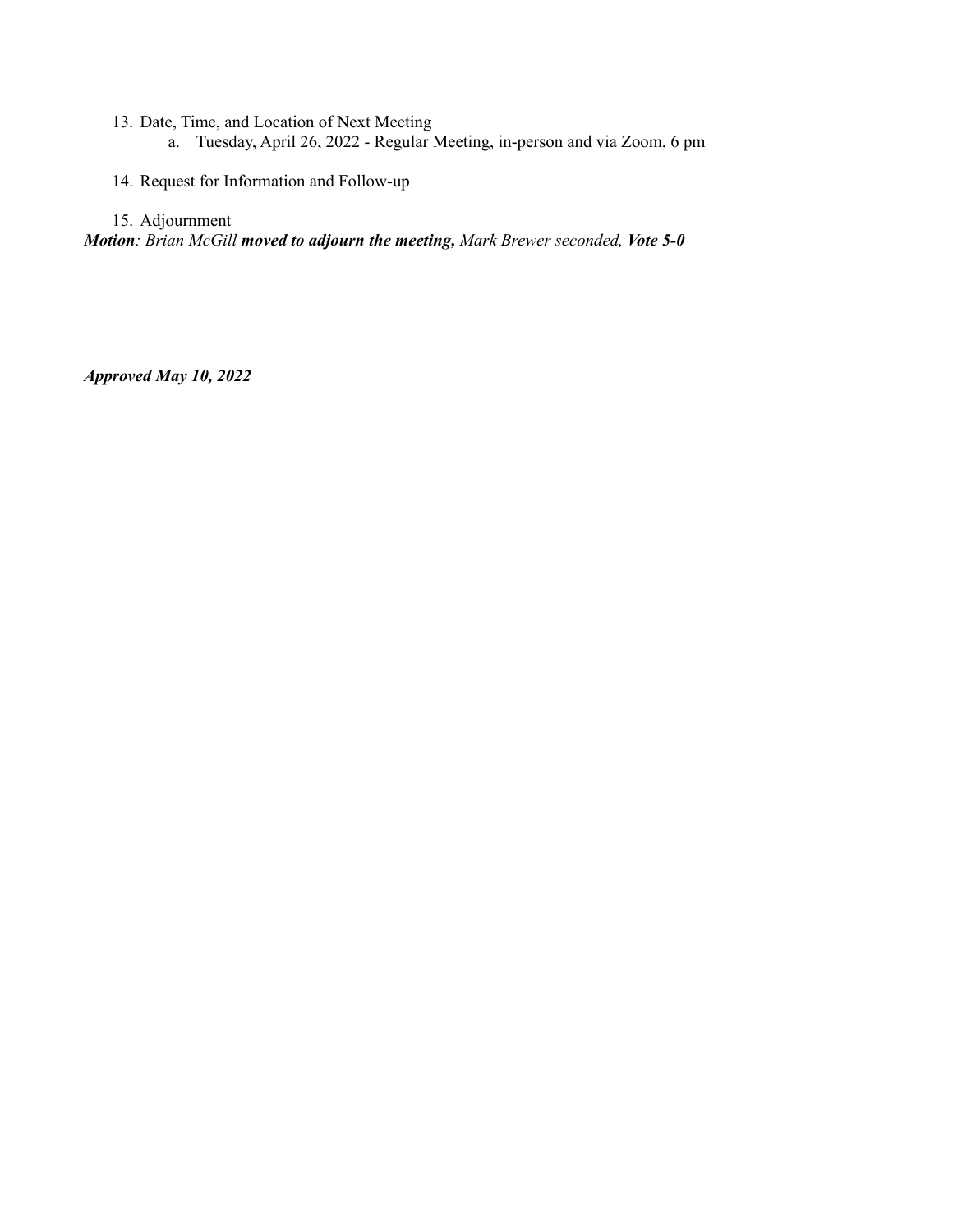13. Date, Time, and Location of Next Meeting
    a. Tuesday, April 26, 2022 - Regular Meeting, in-person and via Zoom, 6 pm

14. Request for Information and Follow-up

15. Adjournment

***Motion**: Brian McGill **moved to adjourn the meeting,** Mark Brewer seconded, **Vote 5-0***

***Approved May 10, 2022***